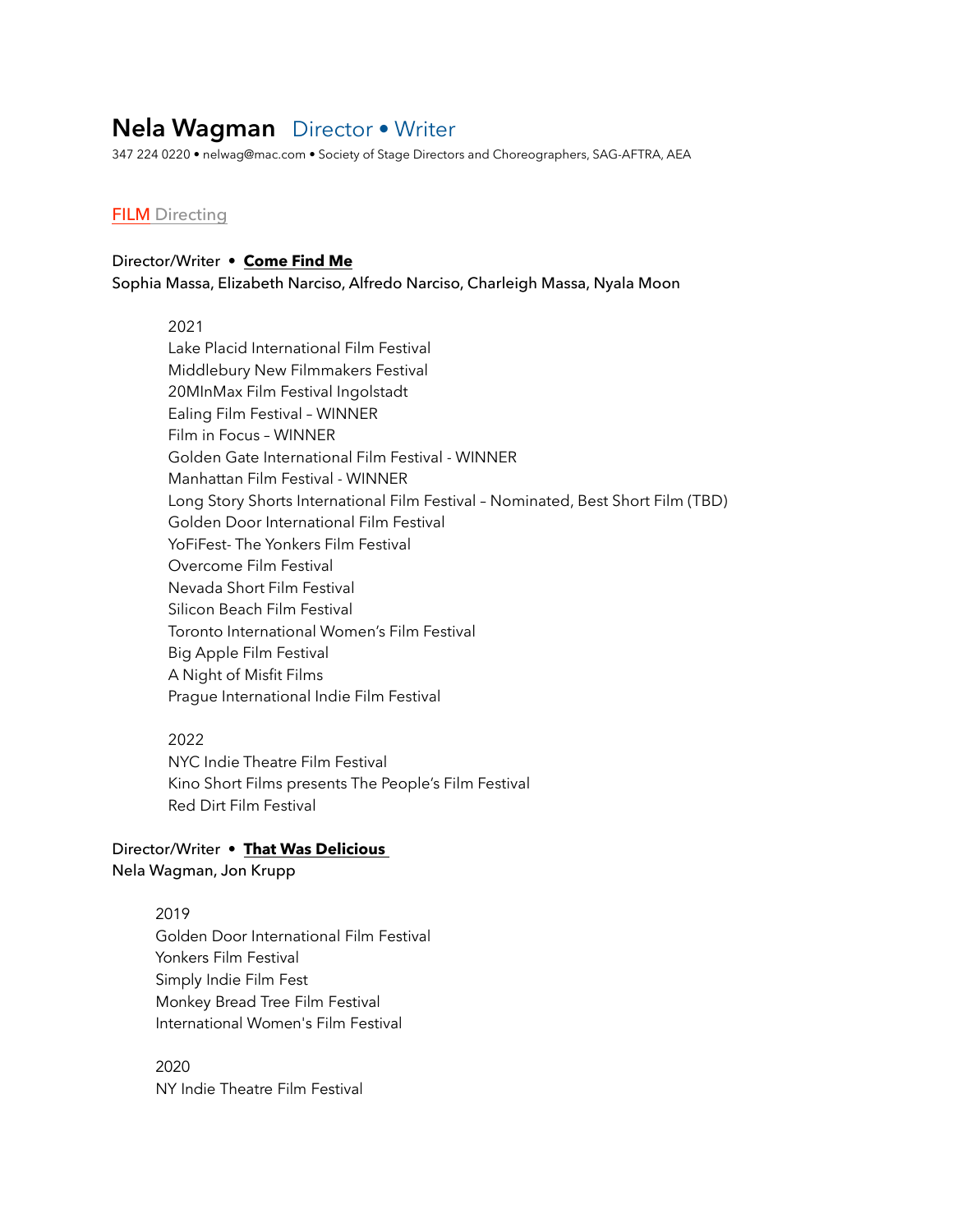# Nela Wagman Director • Writer

347 224 0220 • nelwag@mac.com • Society of Stage Directors and Choreographers, SAG-AFTRA, AEA

## FILM Directing

Director/Writer • **Come Find Me**
Sophia Massa, Elizabeth Narciso, Alfredo Narciso, Charleigh Massa, Nyala Moon

2021
Lake Placid International Film Festival
Middlebury New Filmmakers Festival
20MInMax Film Festival Ingolstadt
Ealing Film Festival – WINNER
Film in Focus – WINNER
Golden Gate International Film Festival - WINNER
Manhattan Film Festival - WINNER
Long Story Shorts International Film Festival – Nominated, Best Short Film (TBD)
Golden Door International Film Festival
YoFiFest- The Yonkers Film Festival
Overcome Film Festival
Nevada Short Film Festival
Silicon Beach Film Festival
Toronto International Women's Film Festival
Big Apple Film Festival
A Night of Misfit Films
Prague International Indie Film Festival

2022
NYC Indie Theatre Film Festival
Kino Short Films presents The People's Film Festival
Red Dirt Film Festival

Director/Writer • **That Was Delicious**
Nela Wagman, Jon Krupp

2019
Golden Door International Film Festival
Yonkers Film Festival
Simply Indie Film Fest
Monkey Bread Tree Film Festival
International Women's Film Festival

2020
NY Indie Theatre Film Festival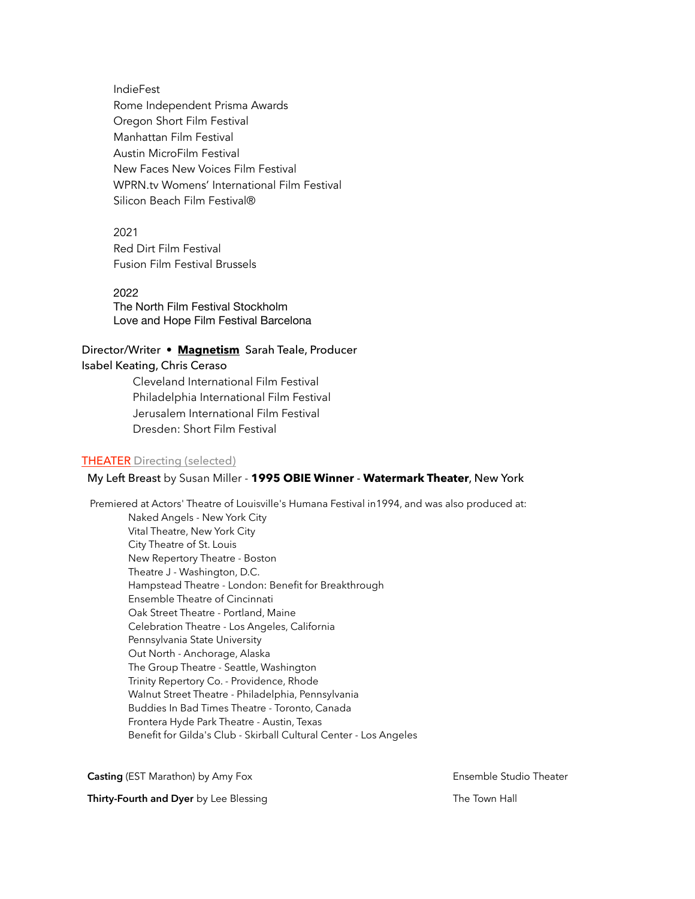IndieFest
Rome Independent Prisma Awards
Oregon Short Film Festival
Manhattan Film Festival
Austin MicroFilm Festival
New Faces New Voices Film Festival
WPRN.tv Womens' International Film Festival
Silicon Beach Film Festival®

2021
Red Dirt Film Festival
Fusion Film Festival Brussels

2022
The North Film Festival Stockholm
Love and Hope Film Festival Barcelona

Director/Writer • **Magnetism** Sarah Teale, Producer
Isabel Keating, Chris Ceraso

Cleveland International Film Festival
Philadelphia International Film Festival
Jerusalem International Film Festival
Dresden: Short Film Festival

## THEATER Directing (selected)

My Left Breast by Susan Miller - **1995 OBIE Winner** - **Watermark Theater**, New York

Premiered at Actors' Theatre of Louisville's Humana Festival in1994, and was also produced at:

Naked Angels - New York City
Vital Theatre, New York City
City Theatre of St. Louis
New Repertory Theatre - Boston
Theatre J - Washington, D.C.
Hampstead Theatre - London: Benefit for Breakthrough
Ensemble Theatre of Cincinnati
Oak Street Theatre - Portland, Maine
Celebration Theatre - Los Angeles, California
Pennsylvania State University
Out North - Anchorage, Alaska
The Group Theatre - Seattle, Washington
Trinity Repertory Co. - Providence, Rhode
Walnut Street Theatre - Philadelphia, Pennsylvania
Buddies In Bad Times Theatre - Toronto, Canada
Frontera Hyde Park Theatre - Austin, Texas
Benefit for Gilda's Club - Skirball Cultural Center - Los Angeles

**Casting** (EST Marathon) by Amy Fox — Ensemble Studio Theater

**Thirty-Fourth and Dyer** by Lee Blessing — The Town Hall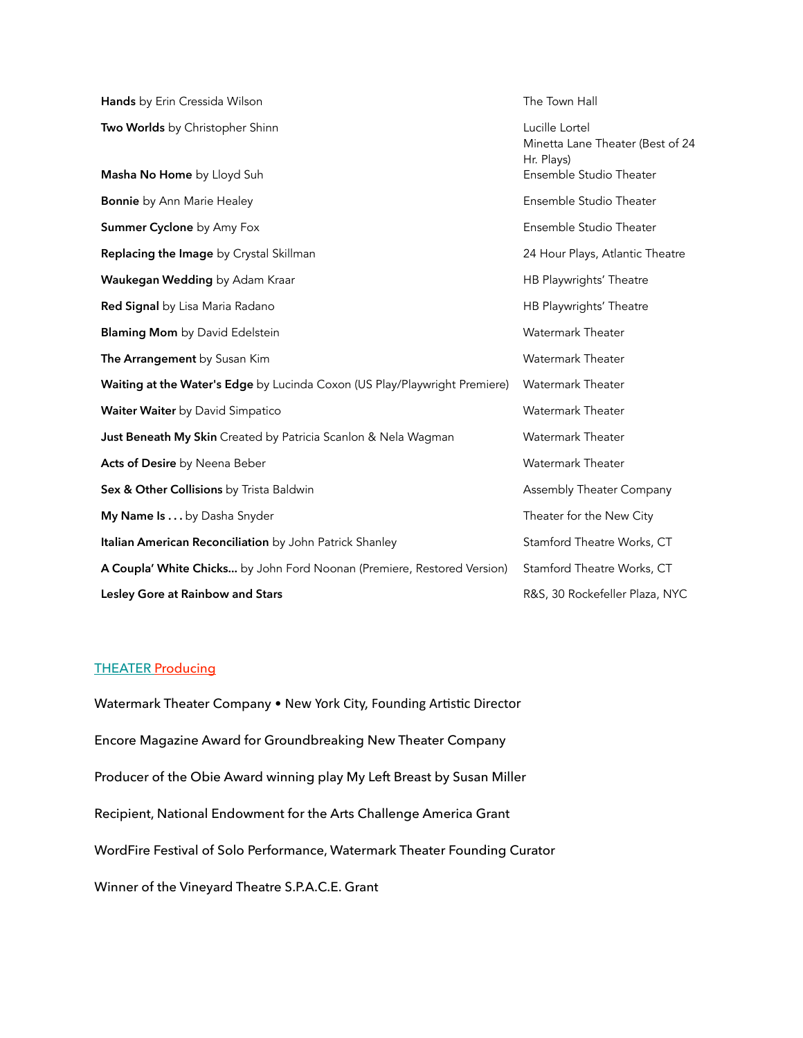| | |
|---|---|
| **Hands** by Erin Cressida Wilson | The Town Hall |
| **Two Worlds** by Christopher Shinn | Lucille Lortel<br>Minetta Lane Theater (Best of 24 Hr. Plays) |
| **Masha No Home** by Lloyd Suh | Ensemble Studio Theater |
| **Bonnie** by Ann Marie Healey | Ensemble Studio Theater |
| **Summer Cyclone** by Amy Fox | Ensemble Studio Theater |
| **Replacing the Image** by Crystal Skillman | 24 Hour Plays, Atlantic Theatre |
| **Waukegan Wedding** by Adam Kraar | HB Playwrights' Theatre |
| **Red Signal** by Lisa Maria Radano | HB Playwrights' Theatre |
| **Blaming Mom** by David Edelstein | Watermark Theater |
| **The Arrangement** by Susan Kim | Watermark Theater |
| **Waiting at the Water's Edge** by Lucinda Coxon (US Play/Playwright Premiere) | Watermark Theater |
| **Waiter Waiter** by David Simpatico | Watermark Theater |
| **Just Beneath My Skin** Created by Patricia Scanlon & Nela Wagman | Watermark Theater |
| **Acts of Desire** by Neena Beber | Watermark Theater |
| **Sex & Other Collisions** by Trista Baldwin | Assembly Theater Company |
| **My Name Is . . .** by Dasha Snyder | Theater for the New City |
| **Italian American Reconciliation** by John Patrick Shanley | Stamford Theatre Works, CT |
| **A Coupla' White Chicks...** by John Ford Noonan (Premiere, Restored Version) | Stamford Theatre Works, CT |
| **Lesley Gore at Rainbow and Stars** | R&S, 30 Rockefeller Plaza, NYC |

## THEATER Producing

Watermark Theater Company • New York City, Founding Artistic Director

Encore Magazine Award for Groundbreaking New Theater Company

Producer of the Obie Award winning play My Left Breast by Susan Miller

Recipient, National Endowment for the Arts Challenge America Grant

WordFire Festival of Solo Performance, Watermark Theater Founding Curator

Winner of the Vineyard Theatre S.P.A.C.E. Grant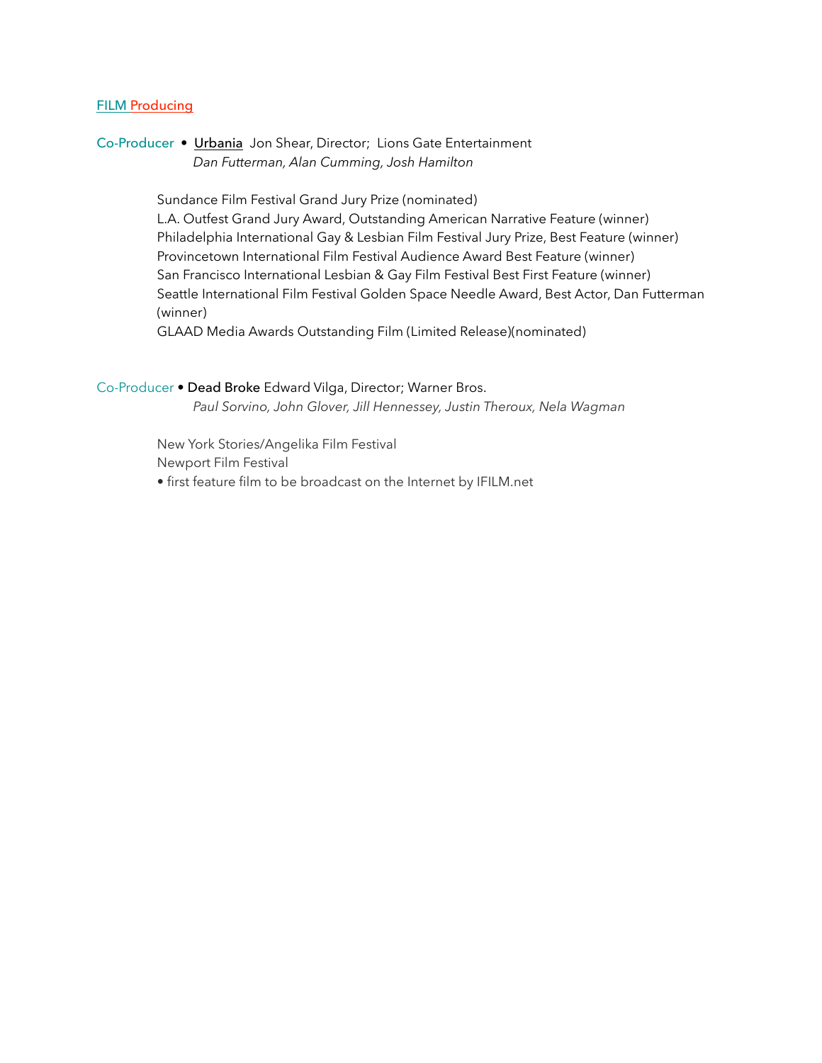## FILM Producing

Co-Producer • Urbania Jon Shear, Director; Lions Gate Entertainment
*Dan Futterman, Alan Cumming, Josh Hamilton*

Sundance Film Festival Grand Jury Prize (nominated)
L.A. Outfest Grand Jury Award, Outstanding American Narrative Feature (winner)
Philadelphia International Gay & Lesbian Film Festival Jury Prize, Best Feature (winner)
Provincetown International Film Festival Audience Award Best Feature (winner)
San Francisco International Lesbian & Gay Film Festival Best First Feature (winner)
Seattle International Film Festival Golden Space Needle Award, Best Actor, Dan Futterman (winner)
GLAAD Media Awards Outstanding Film (Limited Release)(nominated)

Co-Producer • **Dead Broke** Edward Vilga, Director; Warner Bros.
*Paul Sorvino, John Glover, Jill Hennessey, Justin Theroux, Nela Wagman*

New York Stories/Angelika Film Festival
Newport Film Festival
• first feature film to be broadcast on the Internet by IFILM.net